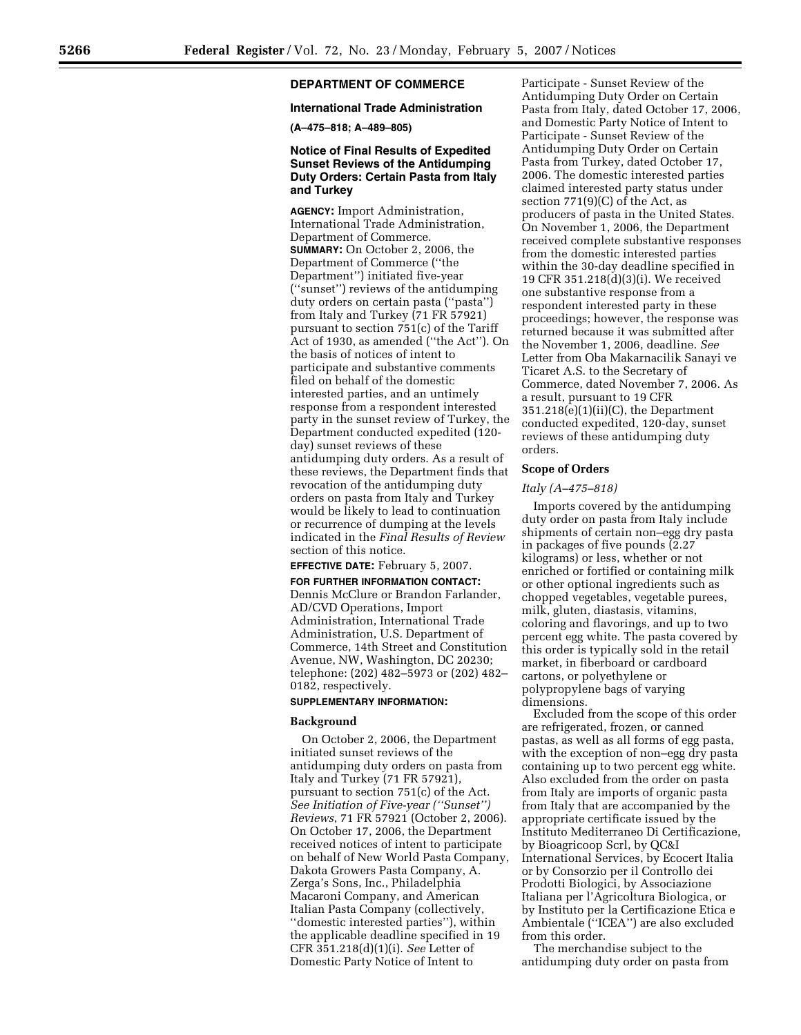## DEPARTMENT OF COMMERCE

### International Trade Administration

**(A–475–818; A–489–805)**

### Notice of Final Results of Expedited Sunset Reviews of the Antidumping Duty Orders: Certain Pasta from Italy and Turkey

**AGENCY:** Import Administration, International Trade Administration, Department of Commerce.

**SUMMARY:** On October 2, 2006, the Department of Commerce (''the Department'') initiated five-year (''sunset'') reviews of the antidumping duty orders on certain pasta (''pasta'') from Italy and Turkey (71 FR 57921) pursuant to section 751(c) of the Tariff Act of 1930, as amended (''the Act''). On the basis of notices of intent to participate and substantive comments filed on behalf of the domestic interested parties, and an untimely response from a respondent interested party in the sunset review of Turkey, the Department conducted expedited (120-day) sunset reviews of these antidumping duty orders. As a result of these reviews, the Department finds that revocation of the antidumping duty orders on pasta from Italy and Turkey would be likely to lead to continuation or recurrence of dumping at the levels indicated in the *Final Results of Review* section of this notice.

**EFFECTIVE DATE:** February 5, 2007.

**FOR FURTHER INFORMATION CONTACT:** Dennis McClure or Brandon Farlander, AD/CVD Operations, Import Administration, International Trade Administration, U.S. Department of Commerce, 14th Street and Constitution Avenue, NW, Washington, DC 20230; telephone: (202) 482–5973 or (202) 482–0182, respectively.

**SUPPLEMENTARY INFORMATION:**

**Background**

On October 2, 2006, the Department initiated sunset reviews of the antidumping duty orders on pasta from Italy and Turkey (71 FR 57921), pursuant to section 751(c) of the Act. *See Initiation of Five-year (''Sunset'') Reviews*, 71 FR 57921 (October 2, 2006). On October 17, 2006, the Department received notices of intent to participate on behalf of New World Pasta Company, Dakota Growers Pasta Company, A. Zerga's Sons, Inc., Philadelphia Macaroni Company, and American Italian Pasta Company (collectively, ''domestic interested parties''), within the applicable deadline specified in 19 CFR 351.218(d)(1)(i). *See* Letter of Domestic Party Notice of Intent to Participate - Sunset Review of the Antidumping Duty Order on Certain Pasta from Italy, dated October 17, 2006, and Domestic Party Notice of Intent to Participate - Sunset Review of the Antidumping Duty Order on Certain Pasta from Turkey, dated October 17, 2006. The domestic interested parties claimed interested party status under section 771(9)(C) of the Act, as producers of pasta in the United States. On November 1, 2006, the Department received complete substantive responses from the domestic interested parties within the 30-day deadline specified in 19 CFR 351.218(d)(3)(i). We received one substantive response from a respondent interested party in these proceedings; however, the response was returned because it was submitted after the November 1, 2006, deadline. *See* Letter from Oba Makarnacilik Sanayi ve Ticaret A.S. to the Secretary of Commerce, dated November 7, 2006. As a result, pursuant to 19 CFR 351.218(e)(1)(ii)(C), the Department conducted expedited, 120-day, sunset reviews of these antidumping duty orders.

**Scope of Orders**

*Italy (A–475–818)*

Imports covered by the antidumping duty order on pasta from Italy include shipments of certain non–egg dry pasta in packages of five pounds (2.27 kilograms) or less, whether or not enriched or fortified or containing milk or other optional ingredients such as chopped vegetables, vegetable purees, milk, gluten, diastasis, vitamins, coloring and flavorings, and up to two percent egg white. The pasta covered by this order is typically sold in the retail market, in fiberboard or cardboard cartons, or polyethylene or polypropylene bags of varying dimensions.

Excluded from the scope of this order are refrigerated, frozen, or canned pastas, as well as all forms of egg pasta, with the exception of non–egg dry pasta containing up to two percent egg white. Also excluded from the order on pasta from Italy are imports of organic pasta from Italy that are accompanied by the appropriate certificate issued by the Instituto Mediterraneo Di Certificazione, by Bioagricoop Scrl, by QC&I International Services, by Ecocert Italia or by Consorzio per il Controllo dei Prodotti Biologici, by Associazione Italiana per l'Agricoltura Biologica, or by Instituto per la Certificazione Etica e Ambientale (''ICEA'') are also excluded from this order.

The merchandise subject to the antidumping duty order on pasta from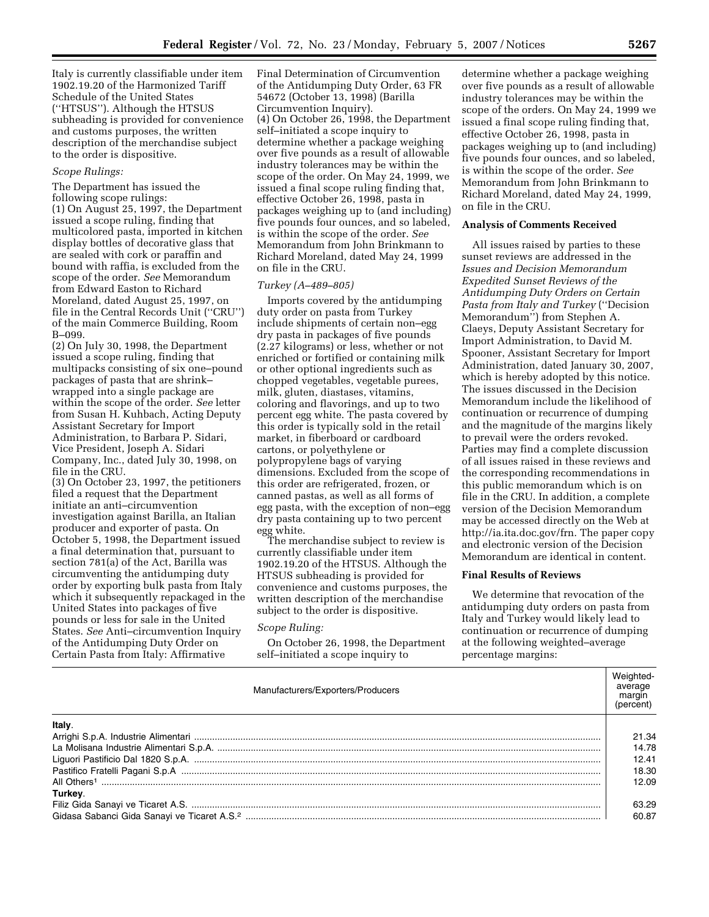Italy is currently classifiable under item 1902.19.20 of the Harmonized Tariff Schedule of the United States (''HTSUS''). Although the HTSUS subheading is provided for convenience and customs purposes, the written description of the merchandise subject to the order is dispositive.

*Scope Rulings:*

The Department has issued the following scope rulings:

(1) On August 25, 1997, the Department issued a scope ruling, finding that multicolored pasta, imported in kitchen display bottles of decorative glass that are sealed with cork or paraffin and bound with raffia, is excluded from the scope of the order. *See* Memorandum from Edward Easton to Richard Moreland, dated August 25, 1997, on file in the Central Records Unit (''CRU'') of the main Commerce Building, Room B–099.

(2) On July 30, 1998, the Department issued a scope ruling, finding that multipacks consisting of six one–pound packages of pasta that are shrink–wrapped into a single package are within the scope of the order. *See* letter from Susan H. Kuhbach, Acting Deputy Assistant Secretary for Import Administration, to Barbara P. Sidari, Vice President, Joseph A. Sidari Company, Inc., dated July 30, 1998, on file in the CRU.

(3) On October 23, 1997, the petitioners filed a request that the Department initiate an anti–circumvention investigation against Barilla, an Italian producer and exporter of pasta. On October 5, 1998, the Department issued a final determination that, pursuant to section 781(a) of the Act, Barilla was circumventing the antidumping duty order by exporting bulk pasta from Italy which it subsequently repackaged in the United States into packages of five pounds or less for sale in the United States. *See* Anti–circumvention Inquiry of the Antidumping Duty Order on Certain Pasta from Italy: Affirmative Final Determination of Circumvention of the Antidumping Duty Order, 63 FR 54672 (October 13, 1998) (Barilla Circumvention Inquiry).

(4) On October 26, 1998, the Department self–initiated a scope inquiry to determine whether a package weighing over five pounds as a result of allowable industry tolerances may be within the scope of the order. On May 24, 1999, we issued a final scope ruling finding that, effective October 26, 1998, pasta in packages weighing up to (and including) five pounds four ounces, and so labeled, is within the scope of the order. *See* Memorandum from John Brinkmann to Richard Moreland, dated May 24, 1999 on file in the CRU.

*Turkey (A–489–805)*

Imports covered by the antidumping duty order on pasta from Turkey include shipments of certain non–egg dry pasta in packages of five pounds (2.27 kilograms) or less, whether or not enriched or fortified or containing milk or other optional ingredients such as chopped vegetables, vegetable purees, milk, gluten, diastases, vitamins, coloring and flavorings, and up to two percent egg white. The pasta covered by this order is typically sold in the retail market, in fiberboard or cardboard cartons, or polyethylene or polypropylene bags of varying dimensions. Excluded from the scope of this order are refrigerated, frozen, or canned pastas, as well as all forms of egg pasta, with the exception of non–egg dry pasta containing up to two percent egg white.

The merchandise subject to review is currently classifiable under item 1902.19.20 of the HTSUS. Although the HTSUS subheading is provided for convenience and customs purposes, the written description of the merchandise subject to the order is dispositive.

*Scope Ruling:*

On October 26, 1998, the Department self–initiated a scope inquiry to determine whether a package weighing over five pounds as a result of allowable industry tolerances may be within the scope of the orders. On May 24, 1999 we issued a final scope ruling finding that, effective October 26, 1998, pasta in packages weighing up to (and including) five pounds four ounces, and so labeled, is within the scope of the order. *See* Memorandum from John Brinkmann to Richard Moreland, dated May 24, 1999, on file in the CRU.

**Analysis of Comments Received**

All issues raised by parties to these sunset reviews are addressed in the *Issues and Decision Memorandum Expedited Sunset Reviews of the Antidumping Duty Orders on Certain Pasta from Italy and Turkey* (''Decision Memorandum'') from Stephen A. Claeys, Deputy Assistant Secretary for Import Administration, to David M. Spooner, Assistant Secretary for Import Administration, dated January 30, 2007, which is hereby adopted by this notice. The issues discussed in the Decision Memorandum include the likelihood of continuation or recurrence of dumping and the magnitude of the margins likely to prevail were the orders revoked. Parties may find a complete discussion of all issues raised in these reviews and the corresponding recommendations in this public memorandum which is on file in the CRU. In addition, a complete version of the Decision Memorandum may be accessed directly on the Web at http://ia.ita.doc.gov/frn. The paper copy and electronic version of the Decision Memorandum are identical in content.

**Final Results of Reviews**

We determine that revocation of the antidumping duty orders on pasta from Italy and Turkey would likely lead to continuation or recurrence of dumping at the following weighted–average percentage margins:

| Manufacturers/Exporters/Producers | Weighted-average margin (percent) |
|---|---|
| **Italy**. | |
| Arrighi S.p.A. Industrie Alimentari | 21.34 |
| La Molisana Industrie Alimentari S.p.A. | 14.78 |
| Liguori Pastificio Dal 1820 S.p.A. | 12.41 |
| Pastifico Fratelli Pagani S.p.A | 18.30 |
| All Others[1] | 12.09 |
| **Turkey**. | |
| Filiz Gida Sanayi ve Ticaret A.S. | 63.29 |
| Gidasa Sabanci Gida Sanayi ve Ticaret A.S.[2] | 60.87 |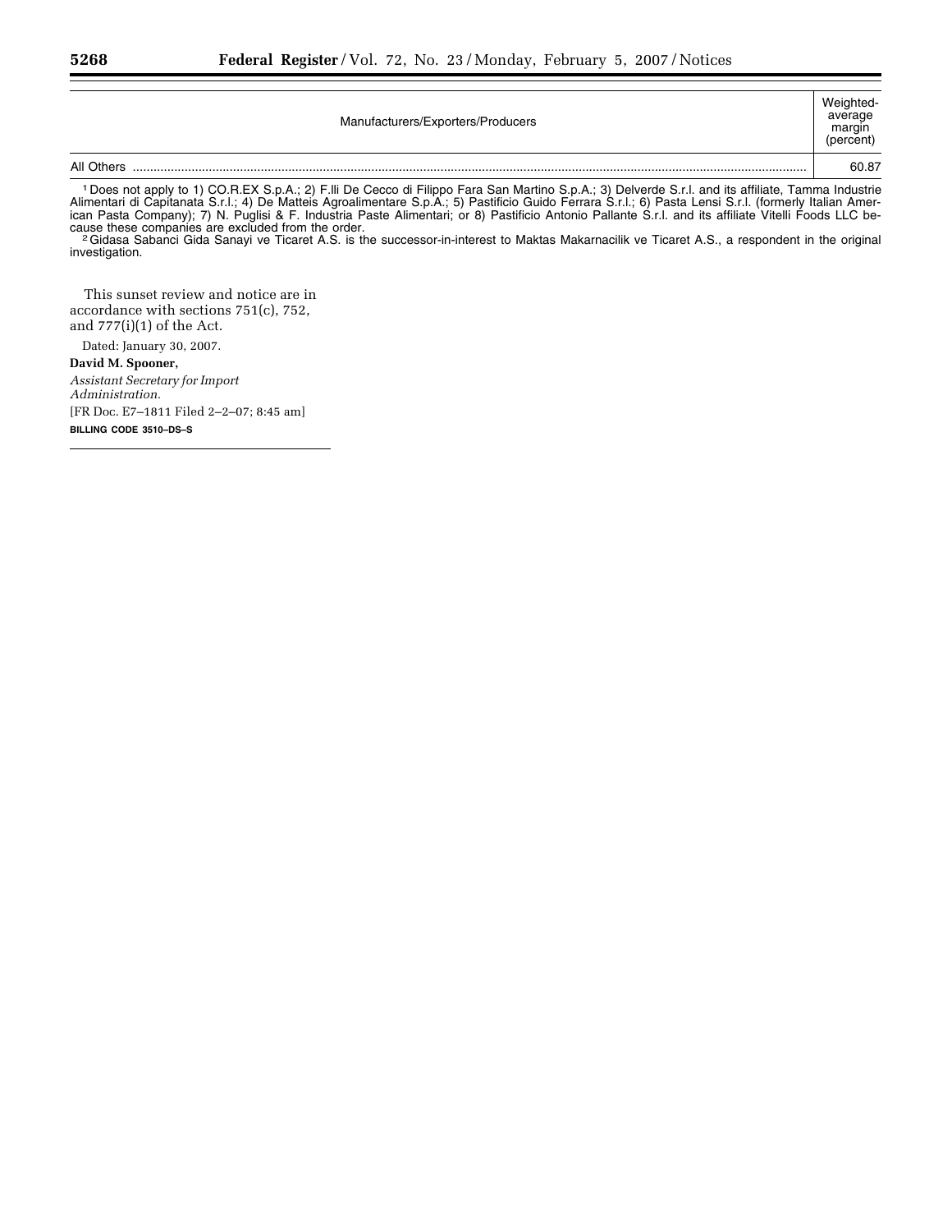| Manufacturers/Exporters/Producers | Weighted-average margin (percent) |
| --- | --- |
| All Others | 60.87 |

[1] Does not apply to 1) CO.R.EX S.p.A.; 2) F.lli De Cecco di Filippo Fara San Martino S.p.A.; 3) Delverde S.r.l. and its affiliate, Tamma Industrie Alimentari di Capitanata S.r.l.; 4) De Matteis Agroalimentare S.p.A.; 5) Pastificio Guido Ferrara S.r.l.; 6) Pasta Lensi S.r.l. (formerly Italian American Pasta Company); 7) N. Puglisi & F. Industria Paste Alimentari; or 8) Pastificio Antonio Pallante S.r.l. and its affiliate Vitelli Foods LLC because these companies are excluded from the order.

[2] Gidasa Sabanci Gida Sanayi ve Ticaret A.S. is the successor-in-interest to Maktas Makarnacilik ve Ticaret A.S., a respondent in the original investigation.

This sunset review and notice are in accordance with sections 751(c), 752, and 777(i)(1) of the Act.

Dated: January 30, 2007.

**David M. Spooner,**

*Assistant Secretary for Import Administration.*

[FR Doc. E7–1811 Filed 2–2–07; 8:45 am]

**BILLING CODE 3510–DS–S**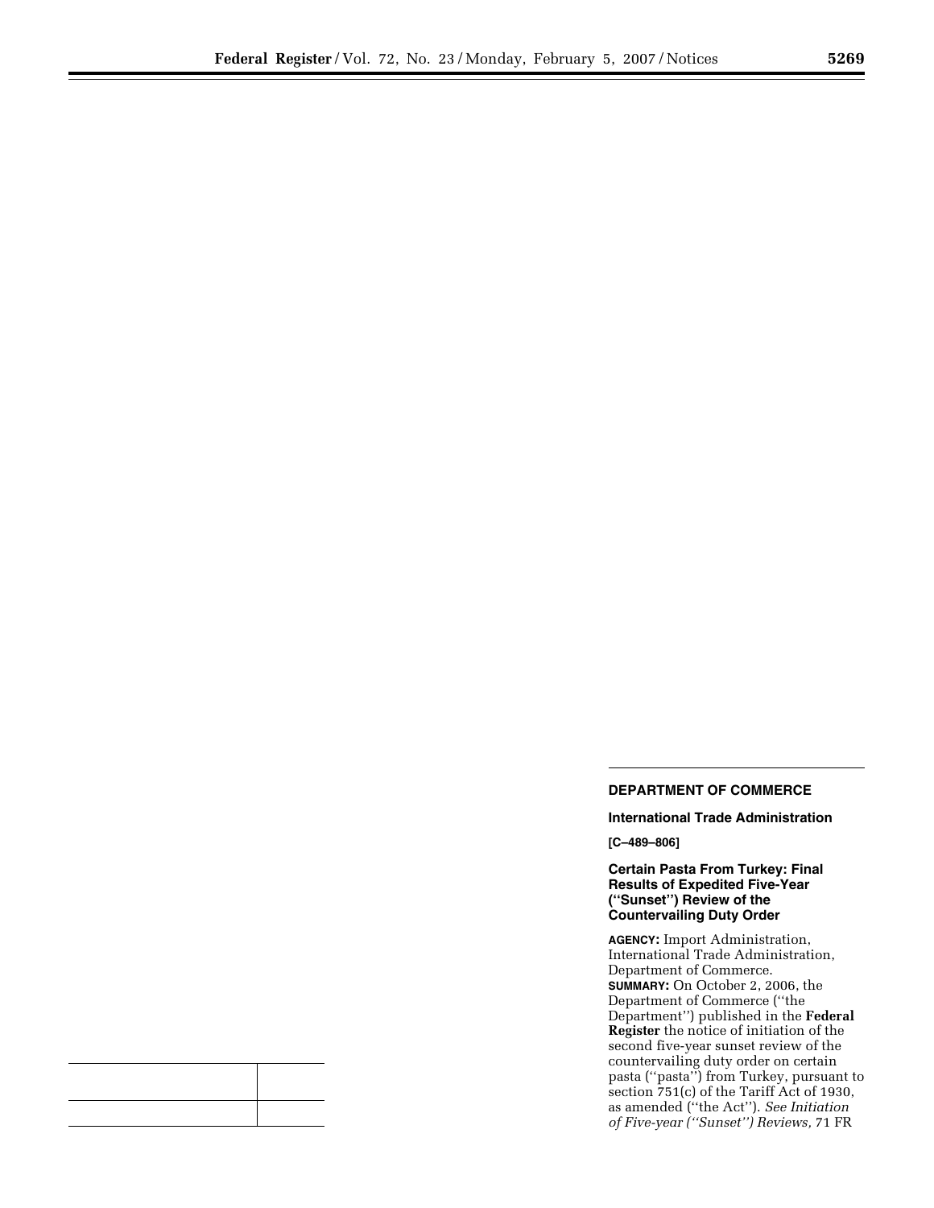## DEPARTMENT OF COMMERCE

### International Trade Administration

**[C–489–806]**

### Certain Pasta From Turkey: Final Results of Expedited Five-Year (''Sunset'') Review of the Countervailing Duty Order

**AGENCY:** Import Administration, International Trade Administration, Department of Commerce.

**SUMMARY:** On October 2, 2006, the Department of Commerce (''the Department'') published in the **Federal Register** the notice of initiation of the second five-year sunset review of the countervailing duty order on certain pasta (''pasta'') from Turkey, pursuant to section 751(c) of the Tariff Act of 1930, as amended (''the Act''). *See Initiation of Five-year (''Sunset'') Reviews,* 71 FR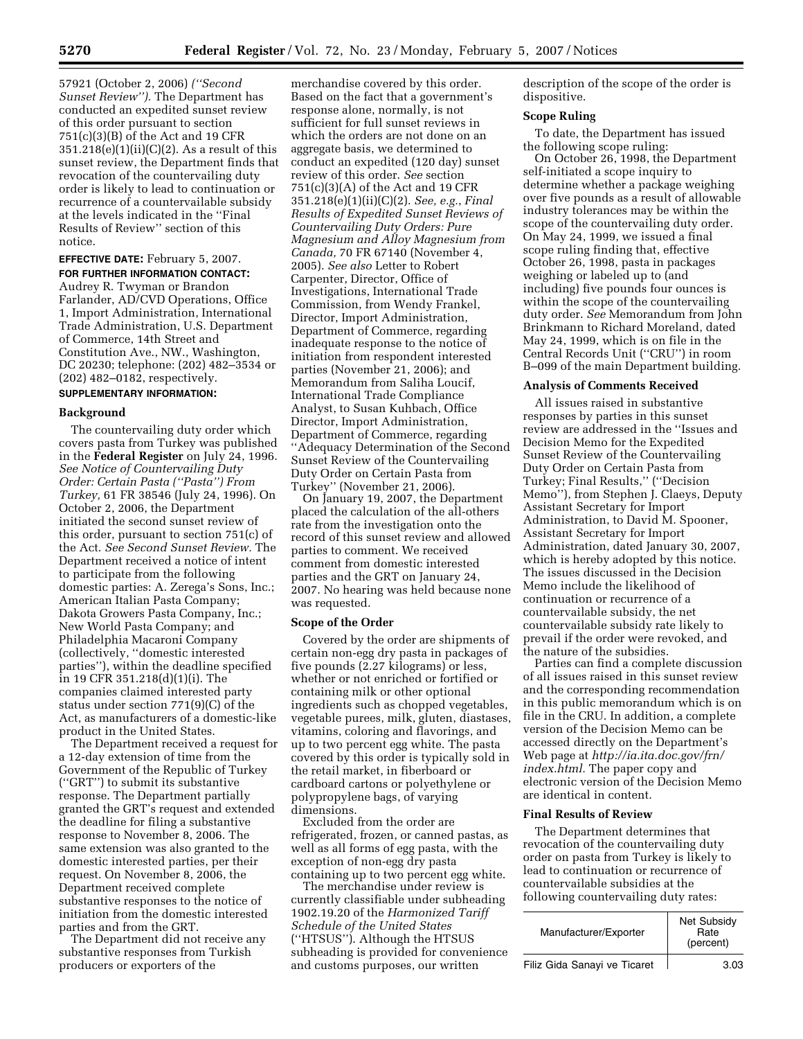57921 (October 2, 2006) *(''Second Sunset Review'').* The Department has conducted an expedited sunset review of this order pursuant to section 751(c)(3)(B) of the Act and 19 CFR 351.218(e)(1)(ii)(C)(2). As a result of this sunset review, the Department finds that revocation of the countervailing duty order is likely to lead to continuation or recurrence of a countervailable subsidy at the levels indicated in the ''Final Results of Review'' section of this notice.

**EFFECTIVE DATE:** February 5, 2007.

**FOR FURTHER INFORMATION CONTACT:** Audrey R. Twyman or Brandon Farlander, AD/CVD Operations, Office 1, Import Administration, International Trade Administration, U.S. Department of Commerce, 14th Street and Constitution Ave., NW., Washington, DC 20230; telephone: (202) 482–3534 or (202) 482–0182, respectively.

**SUPPLEMENTARY INFORMATION:**

### Background

The countervailing duty order which covers pasta from Turkey was published in the **Federal Register** on July 24, 1996. *See Notice of Countervailing Duty Order: Certain Pasta (''Pasta'') From Turkey,* 61 FR 38546 (July 24, 1996). On October 2, 2006, the Department initiated the second sunset review of this order, pursuant to section 751(c) of the Act. *See Second Sunset Review.* The Department received a notice of intent to participate from the following domestic parties: A. Zerega's Sons, Inc.; American Italian Pasta Company; Dakota Growers Pasta Company, Inc.; New World Pasta Company; and Philadelphia Macaroni Company (collectively, ''domestic interested parties''), within the deadline specified in 19 CFR 351.218(d)(1)(i). The companies claimed interested party status under section 771(9)(C) of the Act, as manufacturers of a domestic-like product in the United States.

The Department received a request for a 12-day extension of time from the Government of the Republic of Turkey (''GRT'') to submit its substantive response. The Department partially granted the GRT's request and extended the deadline for filing a substantive response to November 8, 2006. The same extension was also granted to the domestic interested parties, per their request. On November 8, 2006, the Department received complete substantive responses to the notice of initiation from the domestic interested parties and from the GRT.

The Department did not receive any substantive responses from Turkish producers or exporters of the merchandise covered by this order. Based on the fact that a government's response alone, normally, is not sufficient for full sunset reviews in which the orders are not done on an aggregate basis, we determined to conduct an expedited (120 day) sunset review of this order. *See* section 751(c)(3)(A) of the Act and 19 CFR 351.218(e)(1)(ii)(C)(2). *See, e.g., Final Results of Expedited Sunset Reviews of Countervailing Duty Orders: Pure Magnesium and Alloy Magnesium from Canada,* 70 FR 67140 (November 4, 2005). *See also* Letter to Robert Carpenter, Director, Office of Investigations, International Trade Commission, from Wendy Frankel, Director, Import Administration, Department of Commerce, regarding inadequate response to the notice of initiation from respondent interested parties (November 21, 2006); and Memorandum from Saliha Loucif, International Trade Compliance Analyst, to Susan Kuhbach, Office Director, Import Administration, Department of Commerce, regarding ''Adequacy Determination of the Second Sunset Review of the Countervailing Duty Order on Certain Pasta from Turkey'' (November 21, 2006).

On January 19, 2007, the Department placed the calculation of the all-others rate from the investigation onto the record of this sunset review and allowed parties to comment. We received comment from domestic interested parties and the GRT on January 24, 2007. No hearing was held because none was requested.

### Scope of the Order

Covered by the order are shipments of certain non-egg dry pasta in packages of five pounds (2.27 kilograms) or less, whether or not enriched or fortified or containing milk or other optional ingredients such as chopped vegetables, vegetable purees, milk, gluten, diastases, vitamins, coloring and flavorings, and up to two percent egg white. The pasta covered by this order is typically sold in the retail market, in fiberboard or cardboard cartons or polyethylene or polypropylene bags, of varying dimensions.

Excluded from the order are refrigerated, frozen, or canned pastas, as well as all forms of egg pasta, with the exception of non-egg dry pasta containing up to two percent egg white.

The merchandise under review is currently classifiable under subheading 1902.19.20 of the *Harmonized Tariff Schedule of the United States* (''HTSUS''). Although the HTSUS subheading is provided for convenience and customs purposes, our written description of the scope of the order is dispositive.

### Scope Ruling

To date, the Department has issued the following scope ruling:

On October 26, 1998, the Department self-initiated a scope inquiry to determine whether a package weighing over five pounds as a result of allowable industry tolerances may be within the scope of the countervailing duty order. On May 24, 1999, we issued a final scope ruling finding that, effective October 26, 1998, pasta in packages weighing or labeled up to (and including) five pounds four ounces is within the scope of the countervailing duty order. *See* Memorandum from John Brinkmann to Richard Moreland, dated May 24, 1999, which is on file in the Central Records Unit (''CRU'') in room B–099 of the main Department building.

### Analysis of Comments Received

All issues raised in substantive responses by parties in this sunset review are addressed in the ''Issues and Decision Memo for the Expedited Sunset Review of the Countervailing Duty Order on Certain Pasta from Turkey; Final Results,'' (''Decision Memo''), from Stephen J. Claeys, Deputy Assistant Secretary for Import Administration, to David M. Spooner, Assistant Secretary for Import Administration, dated January 30, 2007, which is hereby adopted by this notice. The issues discussed in the Decision Memo include the likelihood of continuation or recurrence of a countervailable subsidy, the net countervailable subsidy rate likely to prevail if the order were revoked, and the nature of the subsidies.

Parties can find a complete discussion of all issues raised in this sunset review and the corresponding recommendation in this public memorandum which is on file in the CRU. In addition, a complete version of the Decision Memo can be accessed directly on the Department's Web page at *http://ia.ita.doc.gov/frn/index.html.* The paper copy and electronic version of the Decision Memo are identical in content.

### Final Results of Review

The Department determines that revocation of the countervailing duty order on pasta from Turkey is likely to lead to continuation or recurrence of countervailable subsidies at the following countervailing duty rates:

| Manufacturer/Exporter | Net Subsidy Rate (percent) |
|---|---|
| Filiz Gida Sanayi ve Ticaret | 3.03 |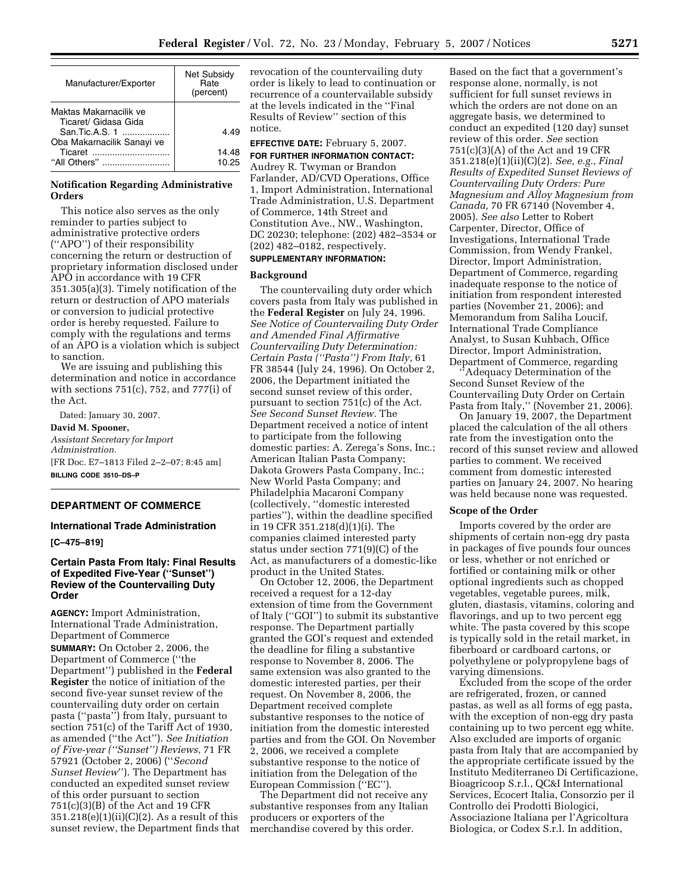| Manufacturer/Exporter | Net Subsidy Rate (percent) |
|---|---|
| Maktas Makarnacilik ve Ticaret/ Gidasa Gida San.Tic.A.S. 1 | 4.49 |
| Oba Makarnacilik Sanayi ve Ticaret | 14.48 |
| "All Others" | 10.25 |

**Notification Regarding Administrative Orders**

This notice also serves as the only reminder to parties subject to administrative protective orders (''APO'') of their responsibility concerning the return or destruction of proprietary information disclosed under APO in accordance with 19 CFR 351.305(a)(3). Timely notification of the return or destruction of APO materials or conversion to judicial protective order is hereby requested. Failure to comply with the regulations and terms of an APO is a violation which is subject to sanction.

We are issuing and publishing this determination and notice in accordance with sections 751(c), 752, and 777(i) of the Act.

Dated: January 30, 2007.

**David M. Spooner,**

*Assistant Secretary for Import Administration.*

[FR Doc. E7–1813 Filed 2–2–07; 8:45 am]

**BILLING CODE 3510–DS–P**

## DEPARTMENT OF COMMERCE

### International Trade Administration

**[C–475–819]**

### Certain Pasta From Italy: Final Results of Expedited Five-Year (''Sunset'') Review of the Countervailing Duty Order

**AGENCY:** Import Administration, International Trade Administration, Department of Commerce

**SUMMARY:** On October 2, 2006, the Department of Commerce (''the Department'') published in the **Federal Register** the notice of initiation of the second five-year sunset review of the countervailing duty order on certain pasta (''pasta'') from Italy, pursuant to section 751(c) of the Tariff Act of 1930, as amended (''the Act''). *See Initiation of Five-year (''Sunset'') Reviews*, 71 FR 57921 (October 2, 2006) (''*Second Sunset Review*''). The Department has conducted an expedited sunset review of this order pursuant to section 751(c)(3)(B) of the Act and 19 CFR 351.218(e)(1)(ii)(C)(2). As a result of this sunset review, the Department finds that revocation of the countervailing duty order is likely to lead to continuation or recurrence of a countervailable subsidy at the levels indicated in the ''Final Results of Review'' section of this notice.

**EFFECTIVE DATE:** February 5, 2007.

**FOR FURTHER INFORMATION CONTACT:** Audrey R. Twyman or Brandon Farlander, AD/CVD Operations, Office 1, Import Administration, International Trade Administration, U.S. Department of Commerce, 14th Street and Constitution Ave., NW., Washington, DC 20230; telephone: (202) 482–3534 or (202) 482–0182, respectively.

**SUPPLEMENTARY INFORMATION:**

**Background**

The countervailing duty order which covers pasta from Italy was published in the **Federal Register** on July 24, 1996. *See Notice of Countervailing Duty Order and Amended Final Affirmative Countervailing Duty Determination: Certain Pasta (''Pasta'') From Italy*, 61 FR 38544 (July 24, 1996). On October 2, 2006, the Department initiated the second sunset review of this order, pursuant to section 751(c) of the Act. *See Second Sunset Review*. The Department received a notice of intent to participate from the following domestic parties: A. Zerega's Sons, Inc.; American Italian Pasta Company; Dakota Growers Pasta Company, Inc.; New World Pasta Company; and Philadelphia Macaroni Company (collectively, ''domestic interested parties''), within the deadline specified in 19 CFR 351.218(d)(1)(i). The companies claimed interested party status under section 771(9)(C) of the Act, as manufacturers of a domestic-like product in the United States.

On October 12, 2006, the Department received a request for a 12-day extension of time from the Government of Italy (''GOI'') to submit its substantive response. The Department partially granted the GOI's request and extended the deadline for filing a substantive response to November 8, 2006. The same extension was also granted to the domestic interested parties, per their request. On November 8, 2006, the Department received complete substantive responses to the notice of initiation from the domestic interested parties and from the GOI. On November 2, 2006, we received a complete substantive response to the notice of initiation from the Delegation of the European Commission (''EC'').

The Department did not receive any substantive responses from any Italian producers or exporters of the merchandise covered by this order.

Based on the fact that a government's response alone, normally, is not sufficient for full sunset reviews in which the orders are not done on an aggregate basis, we determined to conduct an expedited (120 day) sunset review of this order. *See* section 751(c)(3)(A) of the Act and 19 CFR 351.218(e)(1)(ii)(C)(2). *See, e.g., Final Results of Expedited Sunset Reviews of Countervailing Duty Orders: Pure Magnesium and Alloy Magnesium from Canada,* 70 FR 67140 (November 4, 2005). *See also* Letter to Robert Carpenter, Director, Office of Investigations, International Trade Commission, from Wendy Frankel, Director, Import Administration, Department of Commerce, regarding inadequate response to the notice of initiation from respondent interested parties (November 21, 2006); and Memorandum from Saliha Loucif, International Trade Compliance Analyst, to Susan Kuhbach, Office Director, Import Administration, Department of Commerce, regarding ''Adequacy Determination of the Second Sunset Review of the Countervailing Duty Order on Certain Pasta from Italy,'' (November 21, 2006).

On January 19, 2007, the Department placed the calculation of the all others rate from the investigation onto the record of this sunset review and allowed parties to comment. We received comment from domestic interested parties on January 24, 2007. No hearing was held because none was requested.

**Scope of the Order**

Imports covered by the order are shipments of certain non-egg dry pasta in packages of five pounds four ounces or less, whether or not enriched or fortified or containing milk or other optional ingredients such as chopped vegetables, vegetable purees, milk, gluten, diastasis, vitamins, coloring and flavorings, and up to two percent egg white. The pasta covered by this scope is typically sold in the retail market, in fiberboard or cardboard cartons, or polyethylene or polypropylene bags of varying dimensions.

Excluded from the scope of the order are refrigerated, frozen, or canned pastas, as well as all forms of egg pasta, with the exception of non-egg dry pasta containing up to two percent egg white. Also excluded are imports of organic pasta from Italy that are accompanied by the appropriate certificate issued by the Instituto Mediterraneo Di Certificazione, Bioagricoop S.r.l., QC&I International Services, Ecocert Italia, Consorzio per il Controllo dei Prodotti Biologici, Associazione Italiana per l'Agricoltura Biologica, or Codex S.r.l. In addition,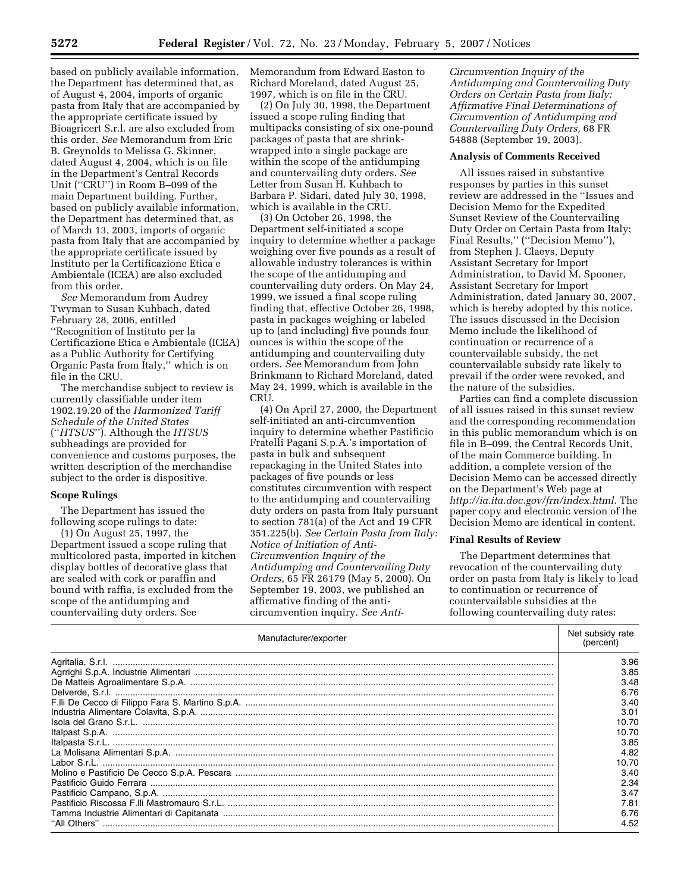based on publicly available information, the Department has determined that, as of August 4, 2004, imports of organic pasta from Italy that are accompanied by the appropriate certificate issued by Bioagricert S.r.l. are also excluded from this order. *See* Memorandum from Eric B. Greynolds to Melissa G. Skinner, dated August 4, 2004, which is on file in the Department's Central Records Unit (''CRU'') in Room B–099 of the main Department building. Further, based on publicly available information, the Department has determined that, as of March 13, 2003, imports of organic pasta from Italy that are accompanied by the appropriate certificate issued by Instituto per la Certificazione Etica e Ambientale (ICEA) are also excluded from this order.

*See* Memorandum from Audrey Twyman to Susan Kuhbach, dated February 28, 2006, entitled ''Recognition of Instituto per la Certificazione Etica e Ambientale (ICEA) as a Public Authority for Certifying Organic Pasta from Italy,'' which is on file in the CRU.

The merchandise subject to review is currently classifiable under item 1902.19.20 of the *Harmonized Tariff Schedule of the United States* (''*HTSUS*''). Although the *HTSUS* subheadings are provided for convenience and customs purposes, the written description of the merchandise subject to the order is dispositive.

### Scope Rulings

The Department has issued the following scope rulings to date:

(1) On August 25, 1997, the Department issued a scope ruling that multicolored pasta, imported in kitchen display bottles of decorative glass that are sealed with cork or paraffin and bound with raffia, is excluded from the scope of the antidumping and countervailing duty orders. See Memorandum from Edward Easton to Richard Moreland, dated August 25, 1997, which is on file in the CRU.

(2) On July 30, 1998, the Department issued a scope ruling finding that multipacks consisting of six one-pound packages of pasta that are shrink-wrapped into a single package are within the scope of the antidumping and countervailing duty orders. *See* Letter from Susan H. Kuhbach to Barbara P. Sidari, dated July 30, 1998, which is available in the CRU.

(3) On October 26, 1998, the Department self-initiated a scope inquiry to determine whether a package weighing over five pounds as a result of allowable industry tolerances is within the scope of the antidumping and countervailing duty orders. On May 24, 1999, we issued a final scope ruling finding that, effective October 26, 1998, pasta in packages weighing or labeled up to (and including) five pounds four ounces is within the scope of the antidumping and countervailing duty orders. *See* Memorandum from John Brinkmann to Richard Moreland, dated May 24, 1999, which is available in the CRU.

(4) On April 27, 2000, the Department self-initiated an anti-circumvention inquiry to determine whether Pastificio Fratelli Pagani S.p.A.'s importation of pasta in bulk and subsequent repackaging in the United States into packages of five pounds or less constitutes circumvention with respect to the antidumping and countervailing duty orders on pasta from Italy pursuant to section 781(a) of the Act and 19 CFR 351.225(b). *See Certain Pasta from Italy: Notice of Initiation of Anti-Circumvention Inquiry of the Antidumping and Countervailing Duty Orders,* 65 FR 26179 (May 5, 2000). On September 19, 2003, we published an affirmative finding of the anti-circumvention inquiry. *See Anti-Circumvention Inquiry of the Antidumping and Countervailing Duty Orders on Certain Pasta from Italy: Affirmative Final Determinations of Circumvention of Antidumping and Countervailing Duty Orders,* 68 FR 54888 (September 19, 2003).

### Analysis of Comments Received

All issues raised in substantive responses by parties in this sunset review are addressed in the ''Issues and Decision Memo for the Expedited Sunset Review of the Countervailing Duty Order on Certain Pasta from Italy; Final Results,'' (''Decision Memo''), from Stephen J. Claeys, Deputy Assistant Secretary for Import Administration, to David M. Spooner, Assistant Secretary for Import Administration, dated January 30, 2007, which is hereby adopted by this notice. The issues discussed in the Decision Memo include the likelihood of continuation or recurrence of a countervailable subsidy, the net countervailable subsidy rate likely to prevail if the order were revoked, and the nature of the subsidies.

Parties can find a complete discussion of all issues raised in this sunset review and the corresponding recommendation in this public memorandum which is on file in B–099, the Central Records Unit, of the main Commerce building. In addition, a complete version of the Decision Memo can be accessed directly on the Department's Web page at *http://ia.ita.doc.gov/frn/index.html.* The paper copy and electronic version of the Decision Memo are identical in content.

### Final Results of Review

The Department determines that revocation of the countervailing duty order on pasta from Italy is likely to lead to continuation or recurrence of countervailable subsidies at the following countervailing duty rates:

| Manufacturer/exporter | Net subsidy rate (percent) |
|---|---|
| Agritalia, S.r.l. | 3.96 |
| Agrrighi S.p.A. Industrie Alimentari | 3.85 |
| De Matteis Agroalimentare S.p.A. | 3.48 |
| Delverde, S.r.l. | 6.76 |
| F.lli De Cecco di Filippo Fara S. Martino S.p.A. | 3.40 |
| Industria Alimentare Colavita, S.p.A. | 3.01 |
| Isola del Grano S.r.L. | 10.70 |
| Italpast S.p.A. | 10.70 |
| Italpasta S.r.L. | 3.85 |
| La Molisana Alimentari S.p.A. | 4.82 |
| Labor S.r.L. | 10.70 |
| Molino e Pastificio De Cecco S.p.A. Pescara | 3.40 |
| Pastificio Guido Ferrara | 2.34 |
| Pastificio Campano, S.p.A. | 3.47 |
| Pastificio Riscossa F.lli Mastromauro S.r.L. | 7.81 |
| Tamma Industrie Alimentari di Capitanata | 6.76 |
| ''All Others'' | 4.52 |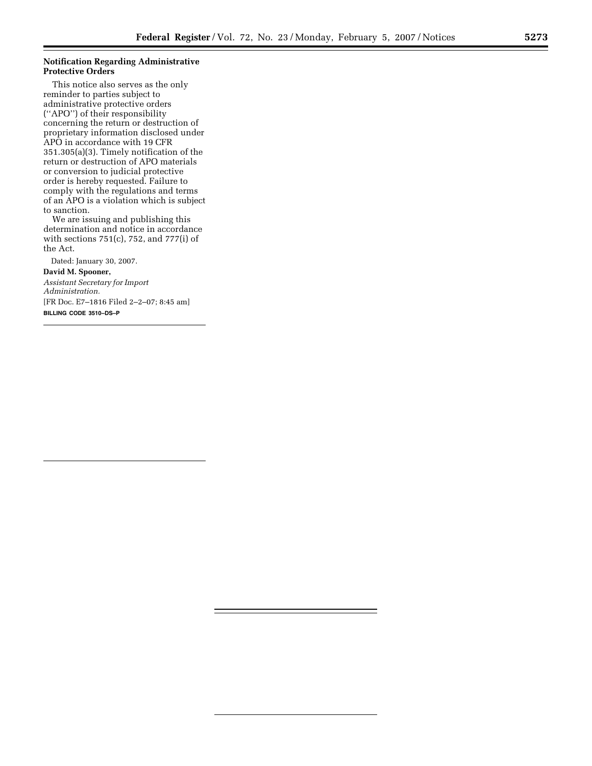### Notification Regarding Administrative Protective Orders

This notice also serves as the only reminder to parties subject to administrative protective orders (''APO'') of their responsibility concerning the return or destruction of proprietary information disclosed under APO in accordance with 19 CFR 351.305(a)(3). Timely notification of the return or destruction of APO materials or conversion to judicial protective order is hereby requested. Failure to comply with the regulations and terms of an APO is a violation which is subject to sanction.

We are issuing and publishing this determination and notice in accordance with sections 751(c), 752, and 777(i) of the Act.

Dated: January 30, 2007.

**David M. Spooner,**

*Assistant Secretary for Import Administration.*

[FR Doc. E7–1816 Filed 2–2–07; 8:45 am]

**BILLING CODE 3510–DS–P**